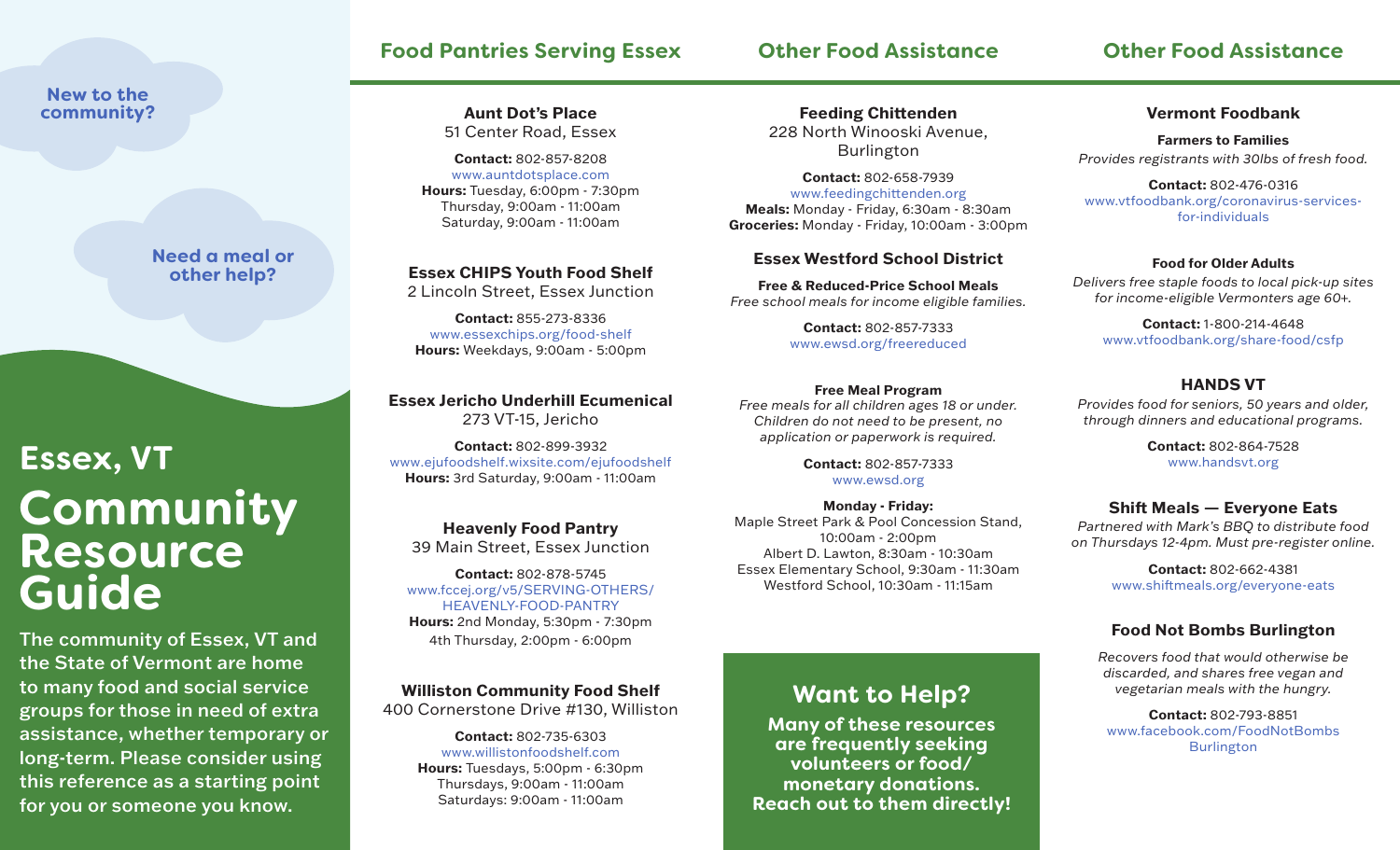New to the community?

Need a meal or other help?

# Essex, VT Community Resource Guide

The community of Essex, VT and the State of Vermont are home to many food and social service groups for those in need of extra assistance, whether temporary or long-term. Please consider using this reference as a starting point for you or someone you know.

## Food Pantries Serving Essex

**Aunt Dot's Place**
51 Center Road, Essex

**Contact:** 802-857-8208
www.auntdotsplace.com
**Hours:** Tuesday, 6:00pm - 7:30pm
Thursday, 9:00am - 11:00am
Saturday, 9:00am - 11:00am

**Essex CHIPS Youth Food Shelf**
2 Lincoln Street, Essex Junction

**Contact:** 855-273-8336
www.essexchips.org/food-shelf
**Hours:** Weekdays, 9:00am - 5:00pm

**Essex Jericho Underhill Ecumenical**
273 VT-15, Jericho

**Contact:** 802-899-3932
www.ejufoodshelf.wixsite.com/ejufoodshelf
**Hours:** 3rd Saturday, 9:00am - 11:00am

**Heavenly Food Pantry**
39 Main Street, Essex Junction

**Contact:** 802-878-5745
www.fccej.org/v5/SERVING-OTHERS/HEAVENLY-FOOD-PANTRY
**Hours:** 2nd Monday, 5:30pm - 7:30pm
4th Thursday, 2:00pm - 6:00pm

**Williston Community Food Shelf**
400 Cornerstone Drive #130, Williston

**Contact:** 802-735-6303
www.willistonfoodshelf.com
**Hours:** Tuesdays, 5:00pm - 6:30pm
Thursdays, 9:00am - 11:00am
Saturdays: 9:00am - 11:00am

## Other Food Assistance

**Feeding Chittenden**
228 North Winooski Avenue, Burlington

**Contact:** 802-658-7939
www.feedingchittenden.org
**Meals:** Monday - Friday, 6:30am - 8:30am
**Groceries:** Monday - Friday, 10:00am - 3:00pm

**Essex Westford School District**

**Free & Reduced-Price School Meals**
*Free school meals for income eligible families.*

**Contact:** 802-857-7333
www.ewsd.org/freereduced

**Free Meal Program**
*Free meals for all children ages 18 or under. Children do not need to be present, no application or paperwork is required.*

**Contact:** 802-857-7333
www.ewsd.org

**Monday - Friday:**
Maple Street Park & Pool Concession Stand, 10:00am - 2:00pm
Albert D. Lawton, 8:30am - 10:30am
Essex Elementary School, 9:30am - 11:30am
Westford School, 10:30am - 11:15am

## Want to Help?

**Many of these resources are frequently seeking volunteers or food/monetary donations. Reach out to them directly!**

## Other Food Assistance

**Vermont Foodbank**

**Farmers to Families**
*Provides registrants with 30lbs of fresh food.*

**Contact:** 802-476-0316
www.vtfoodbank.org/coronavirus-services-for-individuals

**Food for Older Adults**
*Delivers free staple foods to local pick-up sites for income-eligible Vermonters age 60+.*

**Contact:** 1-800-214-4648
www.vtfoodbank.org/share-food/csfp

**HANDS VT**
*Provides food for seniors, 50 years and older, through dinners and educational programs.*

**Contact:** 802-864-7528
www.handsvt.org

**Shift Meals — Everyone Eats**
*Partnered with Mark's BBQ to distribute food on Thursdays 12-4pm. Must pre-register online.*

**Contact:** 802-662-4381
www.shiftmeals.org/everyone-eats

**Food Not Bombs Burlington**
*Recovers food that would otherwise be discarded, and shares free vegan and vegetarian meals with the hungry.*

**Contact:** 802-793-8851
www.facebook.com/FoodNotBombsBurlington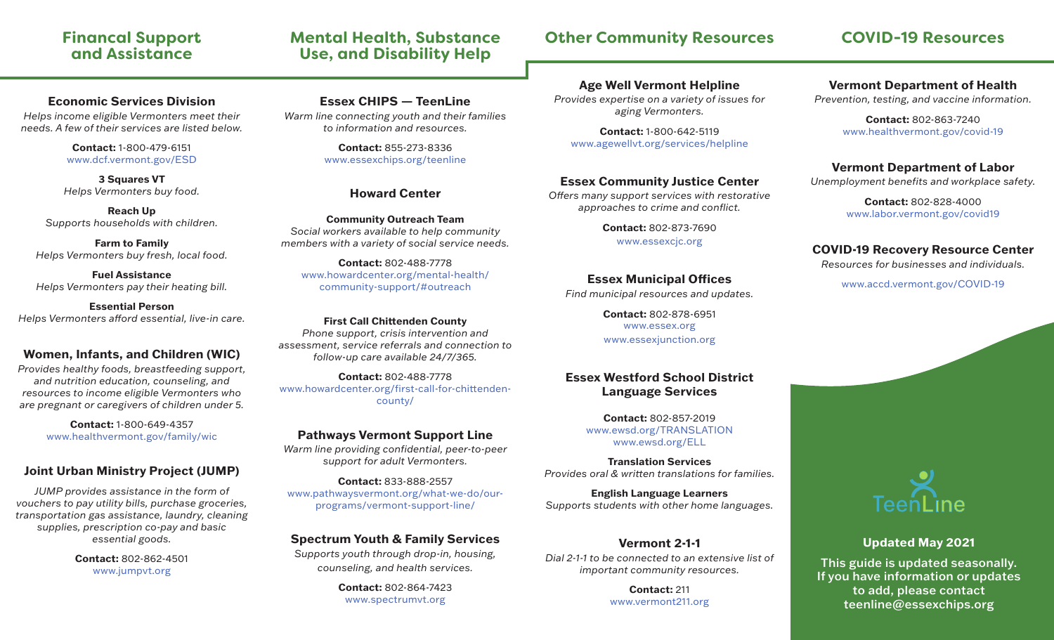## Financal Support and Assistance

### Economic Services Division

*Helps income eligible Vermonters meet their needs. A few of their services are listed below.*

**Contact:** 1-800-479-6151
www.dcf.vermont.gov/ESD

**3 Squares VT**
*Helps Vermonters buy food.*

**Reach Up**
*Supports households with children.*

**Farm to Family**
*Helps Vermonters buy fresh, local food.*

**Fuel Assistance**
*Helps Vermonters pay their heating bill.*

**Essential Person**
*Helps Vermonters afford essential, live-in care.*

### Women, Infants, and Children (WIC)

*Provides healthy foods, breastfeeding support, and nutrition education, counseling, and resources to income eligible Vermonters who are pregnant or caregivers of children under 5.*

**Contact:** 1-800-649-4357
www.healthvermont.gov/family/wic

### Joint Urban Ministry Project (JUMP)

*JUMP provides assistance in the form of vouchers to pay utility bills, purchase groceries, transportation gas assistance, laundry, cleaning supplies, prescription co-pay and basic essential goods.*

**Contact:** 802-862-4501
www.jumpvt.org

## Mental Health, Substance Use, and Disability Help

### Essex CHIPS — TeenLine

*Warm line connecting youth and their families to information and resources.*

**Contact:** 855-273-8336
www.essexchips.org/teenline

### Howard Center

**Community Outreach Team**
*Social workers available to help community members with a variety of social service needs.*

**Contact:** 802-488-7778
www.howardcenter.org/mental-health/community-support/#outreach

**First Call Chittenden County**
*Phone support, crisis intervention and assessment, service referrals and connection to follow-up care available 24/7/365.*

**Contact:** 802-488-7778
www.howardcenter.org/first-call-for-chittenden-county/

### Pathways Vermont Support Line

*Warm line providing confidential, peer-to-peer support for adult Vermonters.*

**Contact:** 833-888-2557
www.pathwaysvermont.org/what-we-do/our-programs/vermont-support-line/

### Spectrum Youth & Family Services

*Supports youth through drop-in, housing, counseling, and health services.*

**Contact:** 802-864-7423
www.spectrumvt.org

## Other Community Resources

### Age Well Vermont Helpline

*Provides expertise on a variety of issues for aging Vermonters.*

**Contact:** 1-800-642-5119
www.agewellvt.org/services/helpline

### Essex Community Justice Center

*Offers many support services with restorative approaches to crime and conflict.*

**Contact:** 802-873-7690
www.essexcjc.org

### Essex Municipal Offices

*Find municipal resources and updates.*

**Contact:** 802-878-6951
www.essex.org
www.essexjunction.org

### Essex Westford School District Language Services

**Contact:** 802-857-2019
www.ewsd.org/TRANSLATION
www.ewsd.org/ELL

**Translation Services**
*Provides oral & written translations for families.*

**English Language Learners**
*Supports students with other home languages.*

### Vermont 2-1-1

*Dial 2-1-1 to be connected to an extensive list of important community resources.*

**Contact:** 211
www.vermont211.org

## COVID-19 Resources

### Vermont Department of Health

*Prevention, testing, and vaccine information.*

**Contact:** 802-863-7240
www.healthvermont.gov/covid-19

### Vermont Department of Labor

*Unemployment benefits and workplace safety.*

**Contact:** 802-828-4000
www.labor.vermont.gov/covid19

### COVID-19 Recovery Resource Center

*Resources for businesses and individuals.*

www.accd.vermont.gov/COVID-19

TeenLine

**Updated May 2021**

**This guide is updated seasonally. If you have information or updates to add, please contact teenline@essexchips.org**